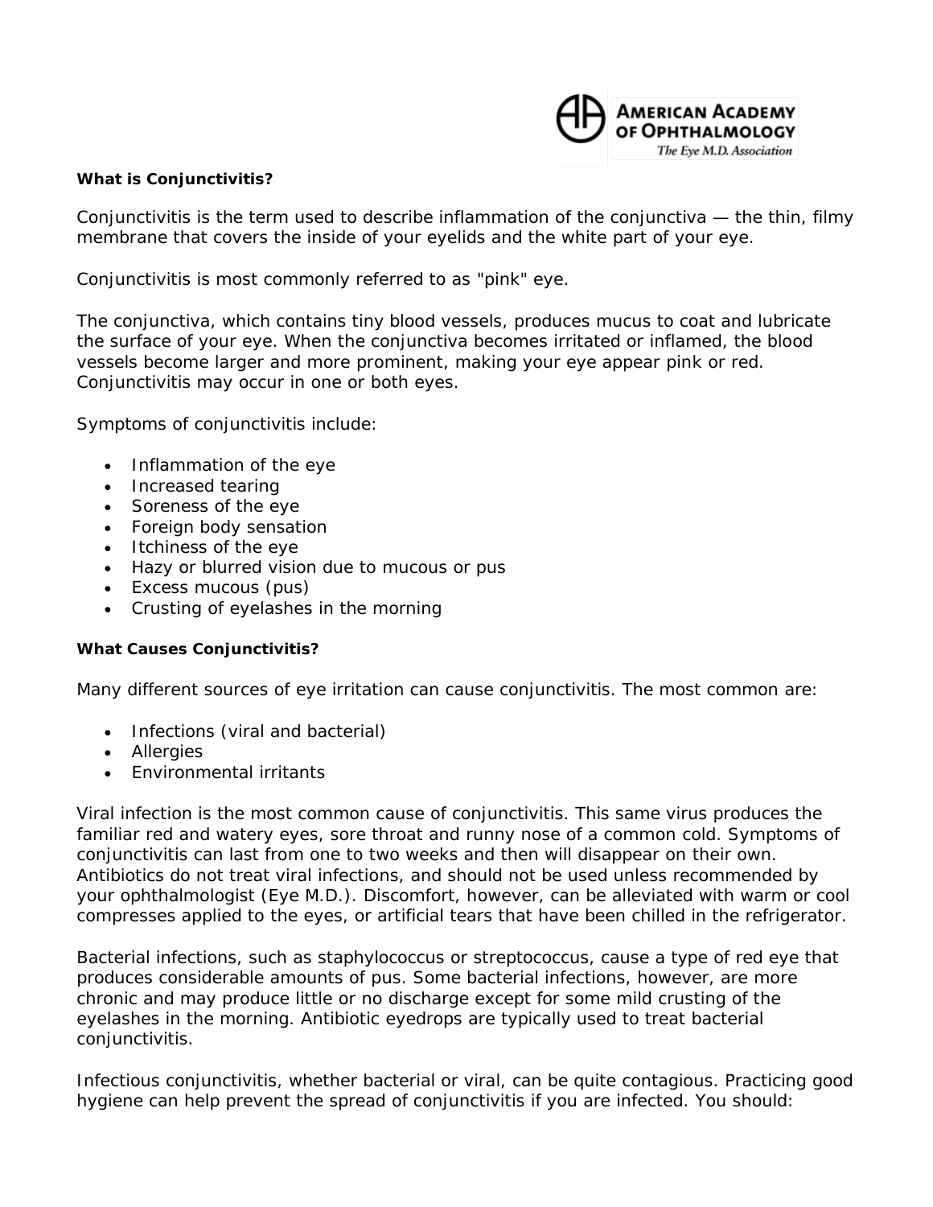AMERICAN ACADEMY OF OPHTHALMOLOGY
*The Eye M.D. Association*

## What is Conjunctivitis?

Conjunctivitis is the term used to describe inflammation of the conjunctiva — the thin, filmy membrane that covers the inside of your eyelids and the white part of your eye.

Conjunctivitis is most commonly referred to as "pink" eye.

The conjunctiva, which contains tiny blood vessels, produces mucus to coat and lubricate the surface of your eye. When the conjunctiva becomes irritated or inflamed, the blood vessels become larger and more prominent, making your eye appear pink or red. Conjunctivitis may occur in one or both eyes.

Symptoms of conjunctivitis include:

- Inflammation of the eye
- Increased tearing
- Soreness of the eye
- Foreign body sensation
- Itchiness of the eye
- Hazy or blurred vision due to mucous or pus
- Excess mucous (pus)
- Crusting of eyelashes in the morning

## What Causes Conjunctivitis?

Many different sources of eye irritation can cause conjunctivitis. The most common are:

- Infections (viral and bacterial)
- Allergies
- Environmental irritants

Viral infection is the most common cause of conjunctivitis. This same virus produces the familiar red and watery eyes, sore throat and runny nose of a common cold. Symptoms of conjunctivitis can last from one to two weeks and then will disappear on their own. Antibiotics do not treat viral infections, and should not be used unless recommended by your ophthalmologist (Eye M.D.). Discomfort, however, can be alleviated with warm or cool compresses applied to the eyes, or artificial tears that have been chilled in the refrigerator.

Bacterial infections, such as staphylococcus or streptococcus, cause a type of red eye that produces considerable amounts of pus. Some bacterial infections, however, are more chronic and may produce little or no discharge except for some mild crusting of the eyelashes in the morning. Antibiotic eyedrops are typically used to treat bacterial conjunctivitis.

Infectious conjunctivitis, whether bacterial or viral, can be quite contagious. Practicing good hygiene can help prevent the spread of conjunctivitis if you are infected. You should: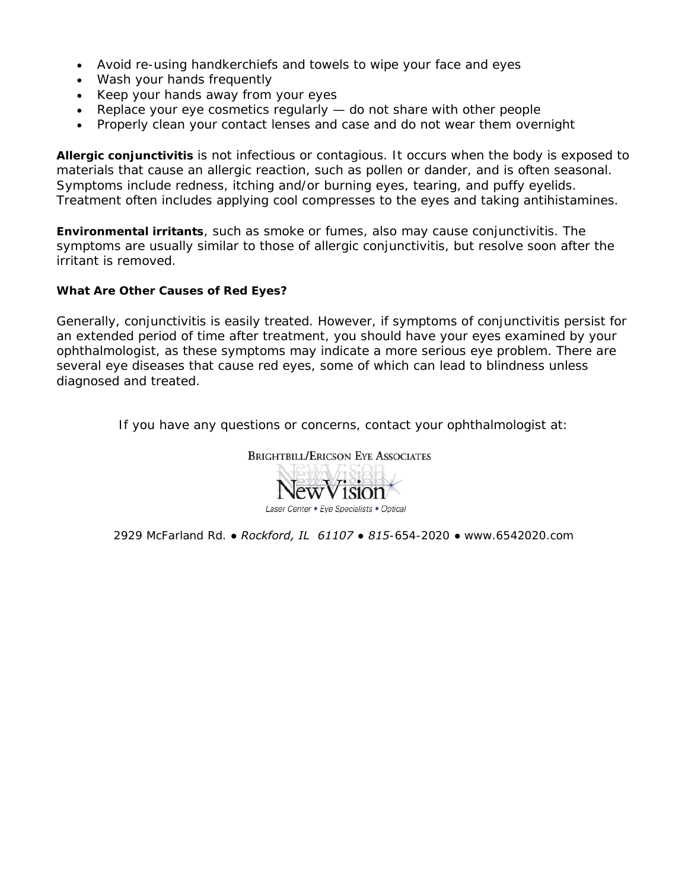- Avoid re-using handkerchiefs and towels to wipe your face and eyes
- Wash your hands frequently
- Keep your hands away from your eyes
- Replace your eye cosmetics regularly — do not share with other people
- Properly clean your contact lenses and case and do not wear them overnight

**Allergic conjunctivitis** is not infectious or contagious. It occurs when the body is exposed to materials that cause an allergic reaction, such as pollen or dander, and is often seasonal. Symptoms include redness, itching and/or burning eyes, tearing, and puffy eyelids. Treatment often includes applying cool compresses to the eyes and taking antihistamines.

**Environmental irritants**, such as smoke or fumes, also may cause conjunctivitis. The symptoms are usually similar to those of allergic conjunctivitis, but resolve soon after the irritant is removed.

**What Are Other Causes of Red Eyes?**

Generally, conjunctivitis is easily treated. However, if symptoms of conjunctivitis persist for an extended period of time after treatment, you should have your eyes examined by your ophthalmologist, as these symptoms may indicate a more serious eye problem. There are several eye diseases that cause red eyes, some of which can lead to blindness unless diagnosed and treated.

If you have any questions or concerns, contact your ophthalmologist at:

BRIGHTBILL/ERICSON EYE ASSOCIATES

NewVision

*Laser Center • Eye Specialists • Optical*

2929 McFarland Rd. ● *Rockford, IL 61107* ● *815*-654-2020 ● www.6542020.com